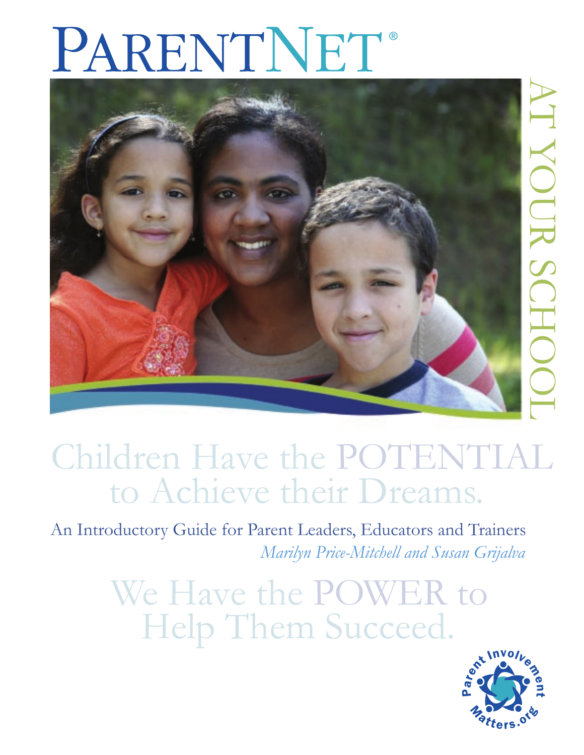# ParentNet®

AT YOUR SCHOOL

## Children Have the POTENTIAL to Achieve their Dreams.

An Introductory Guide for Parent Leaders, Educators and Trainers

*Marilyn Price-Mitchell and Susan Grijalva*

## We Have the POWER to Help Them Succeed.

ParentInvolvementMatters.org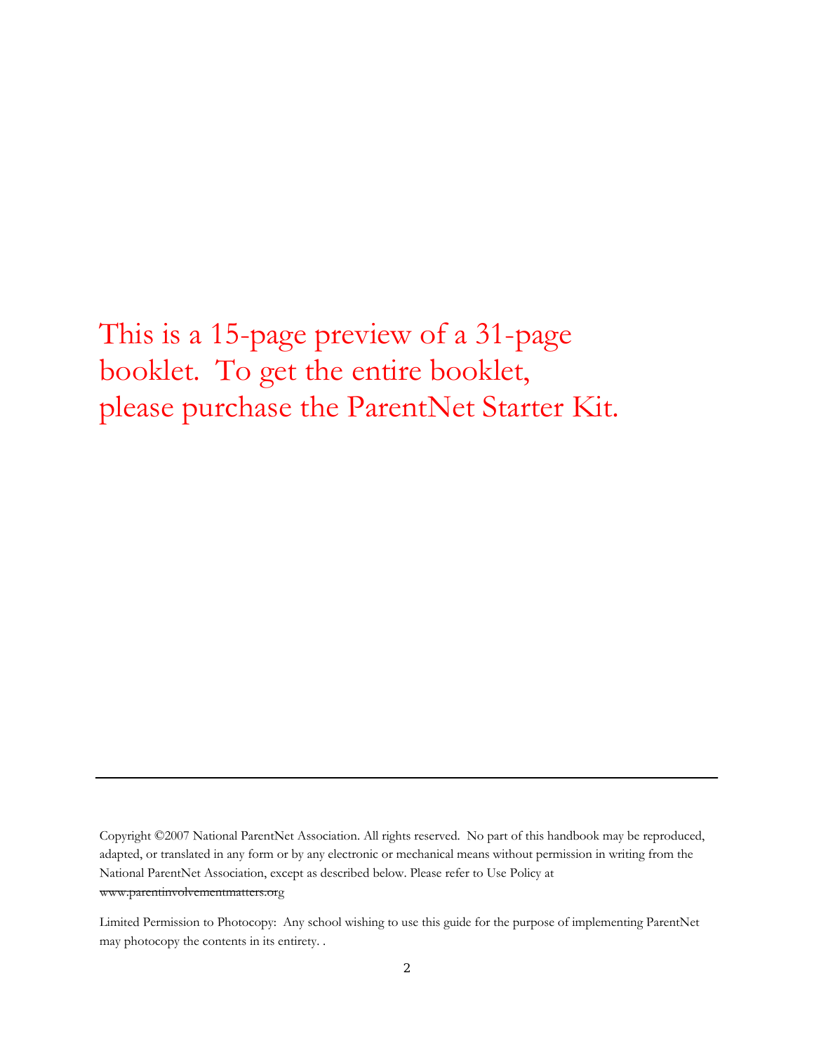This is a 15-page preview of a 31-page booklet. To get the entire booklet, please purchase the ParentNet Starter Kit.

---

Copyright ©2007 National ParentNet Association. All rights reserved. No part of this handbook may be reproduced, adapted, or translated in any form or by any electronic or mechanical means without permission in writing from the National ParentNet Association, except as described below. Please refer to Use Policy at www.parentinvolvementmatters.org

Limited Permission to Photocopy: Any school wishing to use this guide for the purpose of implementing ParentNet may photocopy the contents in its entirety. .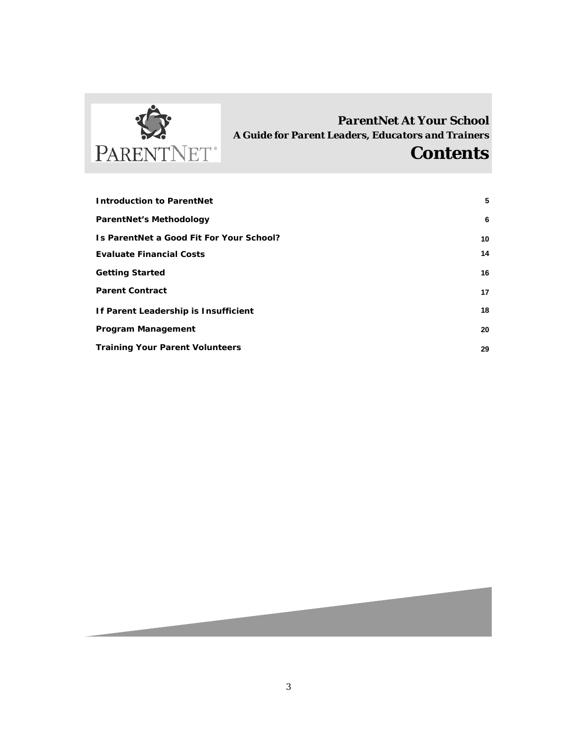PARENTNET®

***ParentNet At Your School***

***A Guide for Parent Leaders, Educators and Trainers***

# Contents

| | |
|---|---|
| **Introduction to ParentNet** | **5** |
| **ParentNet's Methodology** | **6** |
| **Is ParentNet a Good Fit For Your School?** | **10** |
| **Evaluate Financial Costs** | **14** |
| **Getting Started** | **16** |
| **Parent Contract** | **17** |
| **If Parent Leadership is Insufficient** | **18** |
| **Program Management** | **20** |
| **Training Your Parent Volunteers** | **29** |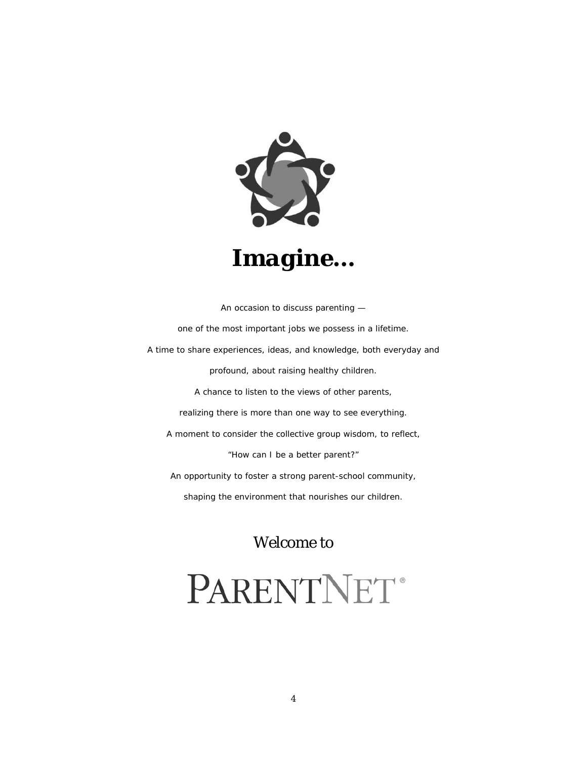# Imagine…

*An occasion to discuss parenting —*

*one of the most important jobs we possess in a lifetime.*

*A time to share experiences, ideas, and knowledge, both everyday and*

*profound, about raising healthy children.*

*A chance to listen to the views of other parents,*

*realizing there is more than one way to see everything.*

*A moment to consider the collective group wisdom, to reflect,*

*"How can I be a better parent?"*

*An opportunity to foster a strong parent-school community,*

*shaping the environment that nourishes our children.*

Welcome to

# PARENTNET®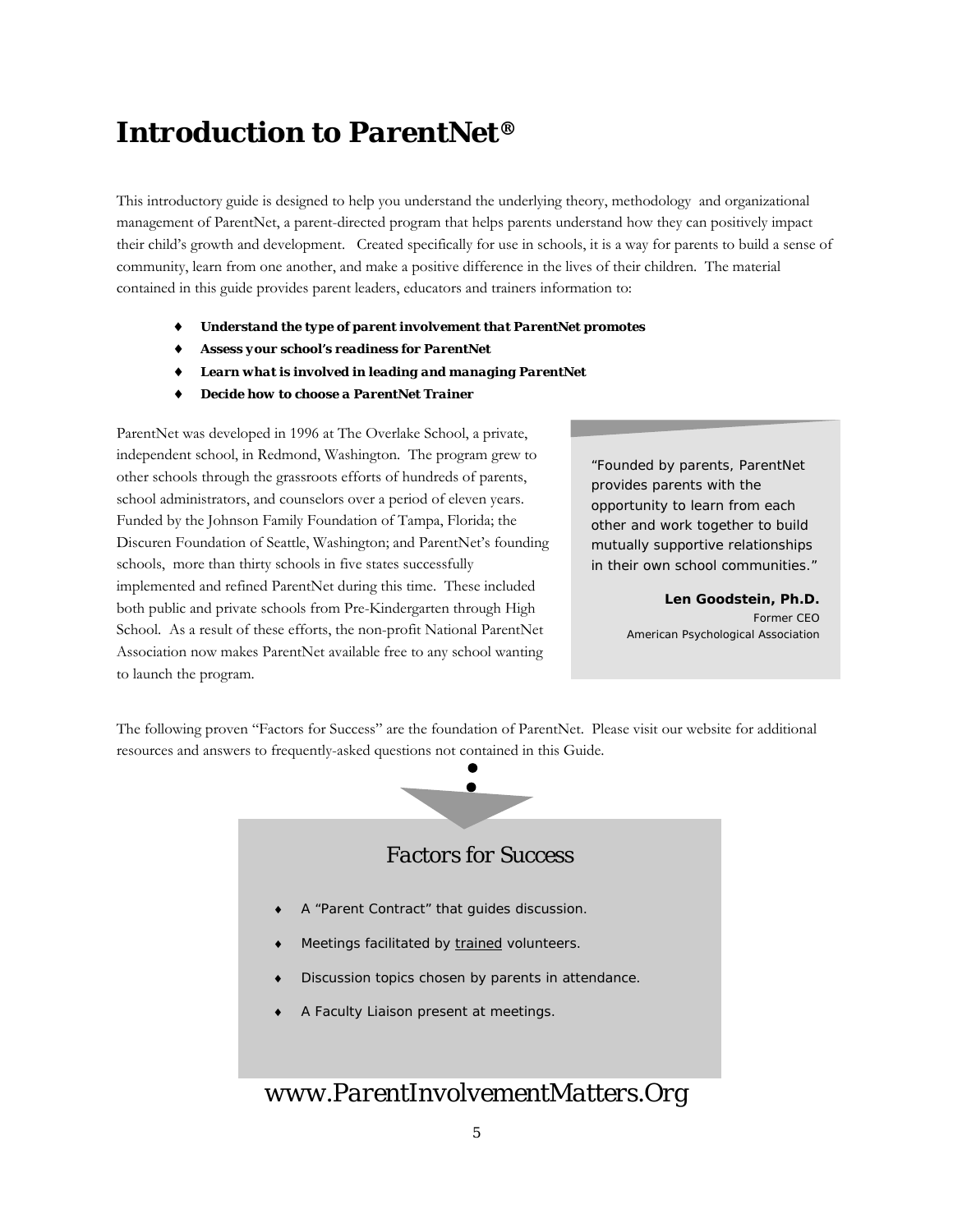# Introduction to ParentNet®

This introductory guide is designed to help you understand the underlying theory, methodology and organizational management of ParentNet, a parent-directed program that helps parents understand how they can positively impact their child's growth and development. Created specifically for use in schools, it is a way for parents to build a sense of community, learn from one another, and make a positive difference in the lives of their children. The material contained in this guide provides parent leaders, educators and trainers information to:

- ***Understand the type of parent involvement that ParentNet promotes***
- ***Assess your school's readiness for ParentNet***
- ***Learn what is involved in leading and managing ParentNet***
- ***Decide how to choose a ParentNet Trainer***

ParentNet was developed in 1996 at The Overlake School, a private, independent school, in Redmond, Washington. The program grew to other schools through the grassroots efforts of hundreds of parents, school administrators, and counselors over a period of eleven years. Funded by the Johnson Family Foundation of Tampa, Florida; the Discuren Foundation of Seattle, Washington; and ParentNet's founding schools, more than thirty schools in five states successfully implemented and refined ParentNet during this time. These included both public and private schools from Pre-Kindergarten through High School. As a result of these efforts, the non-profit National ParentNet Association now makes ParentNet available free to any school wanting to launch the program.

> "Founded by parents, ParentNet provides parents with the opportunity to learn from each other and work together to build mutually supportive relationships in their own school communities."
>
> **Len Goodstein, Ph.D.**
> Former CEO
> American Psychological Association

The following proven "Factors for Success" are the foundation of ParentNet. Please visit our website for additional resources and answers to frequently-asked questions not contained in this Guide.

## *Factors for Success*

- A "Parent Contract" that guides discussion.
- Meetings facilitated by trained volunteers.
- Discussion topics chosen by parents in attendance.
- A Faculty Liaison present at meetings.

*www.ParentInvolvementMatters.Org*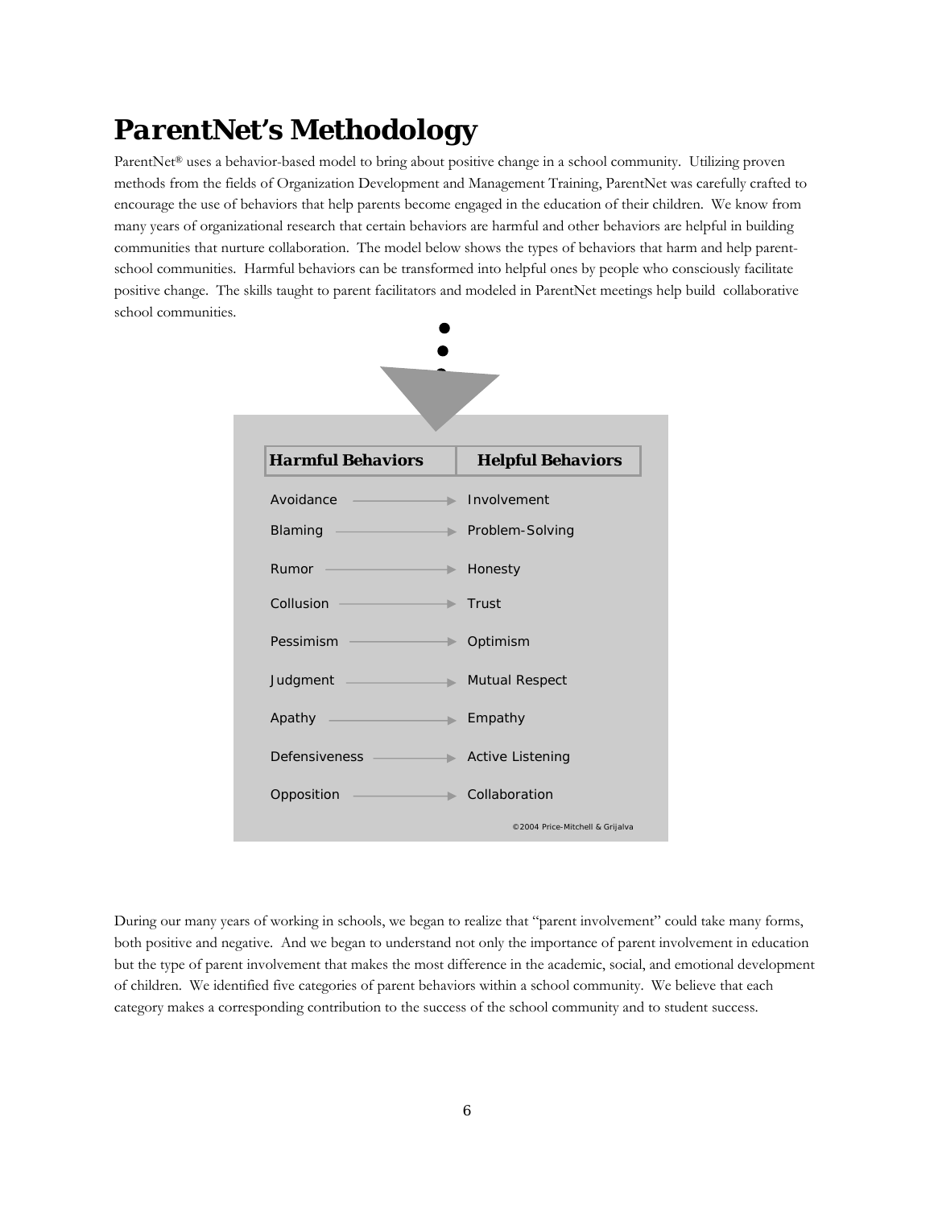# ParentNet's Methodology

ParentNet® uses a behavior-based model to bring about positive change in a school community. Utilizing proven methods from the fields of Organization Development and Management Training, ParentNet was carefully crafted to encourage the use of behaviors that help parents become engaged in the education of their children. We know from many years of organizational research that certain behaviors are harmful and other behaviors are helpful in building communities that nurture collaboration. The model below shows the types of behaviors that harm and help parent-school communities. Harmful behaviors can be transformed into helpful ones by people who consciously facilitate positive change. The skills taught to parent facilitators and modeled in ParentNet meetings help build collaborative school communities.

| Harmful Behaviors | | Helpful Behaviors |
|---|---|---|
| Avoidance | → | Involvement |
| Blaming | → | Problem-Solving |
| Rumor | → | Honesty |
| Collusion | → | Trust |
| Pessimism | → | Optimism |
| Judgment | → | Mutual Respect |
| Apathy | → | Empathy |
| Defensiveness | → | Active Listening |
| Opposition | → | Collaboration |

©2004 Price-Mitchell & Grijalva

During our many years of working in schools, we began to realize that "parent involvement" could take many forms, both positive and negative. And we began to understand not only the importance of parent involvement in education but the type of parent involvement that makes the most difference in the academic, social, and emotional development of children. We identified five categories of parent behaviors within a school community. We believe that each category makes a corresponding contribution to the success of the school community and to student success.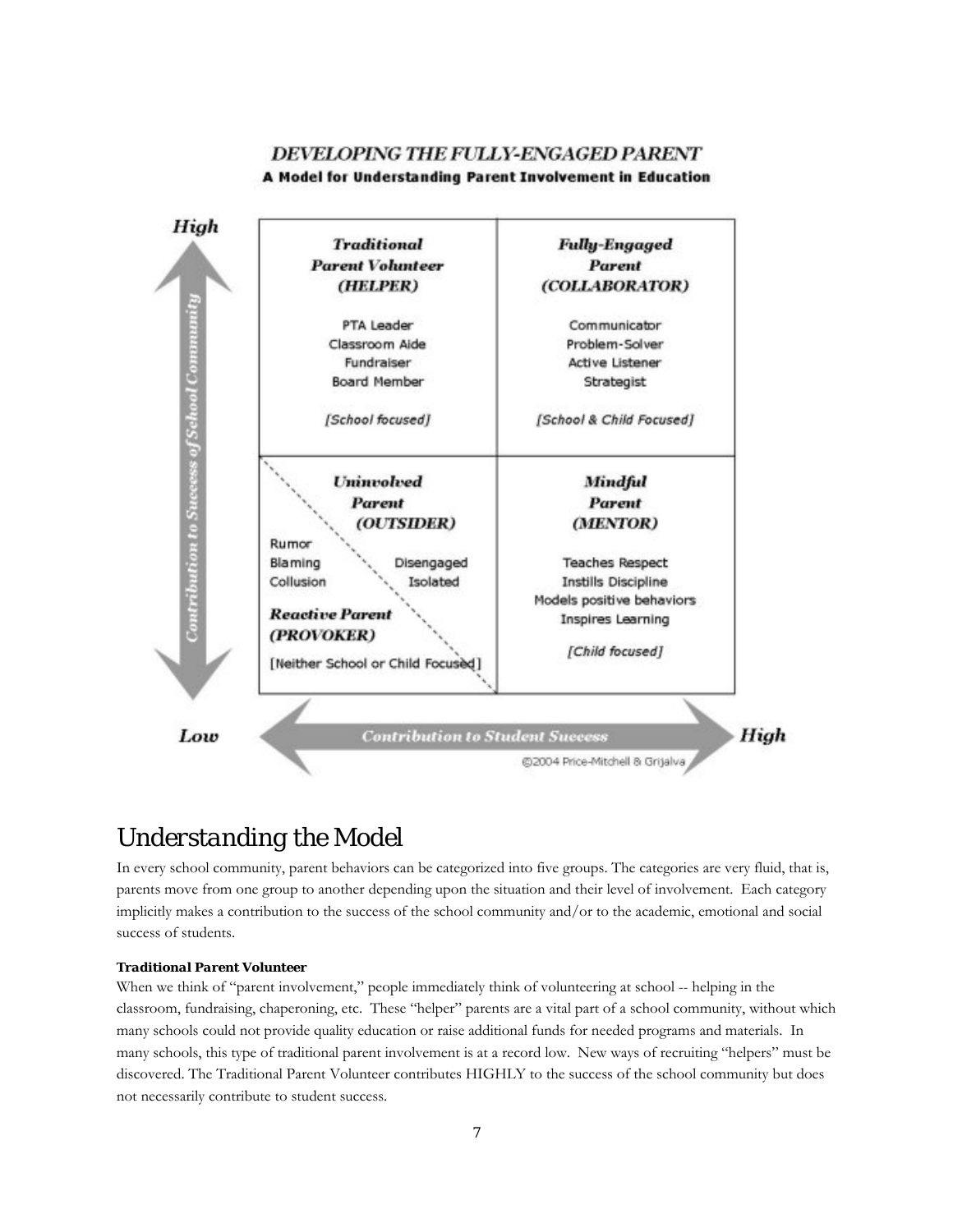## DEVELOPING THE FULLY-ENGAGED PARENT

**A Model for Understanding Parent Involvement in Education**

| | Low → High: Contribution to Student Success | |
|---|---|---|
| **High** (Contribution to Success of School Community) | ***Traditional Parent Volunteer (HELPER)***<br>PTA Leader<br>Classroom Aide<br>Fundraiser<br>Board Member<br>*[School focused]* | ***Fully-Engaged Parent (COLLABORATOR)***<br>Communicator<br>Problem-Solver<br>Active Listener<br>Strategist<br>*[School & Child Focused]* |
| **Low** | ***Uninvolved Parent (OUTSIDER)***<br>Disengaged<br>Isolated<br>***Reactive Parent (PROVOKER)***<br>Rumor<br>Blaming<br>Collusion<br>[Neither School or Child Focused] | ***Mindful Parent (MENTOR)***<br>Teaches Respect<br>Instills Discipline<br>Models positive behaviors<br>Inspires Learning<br>*[Child focused]* |

©2004 Price-Mitchell & Grijalva

# Understanding the Model

In every school community, parent behaviors can be categorized into five groups. The categories are very fluid, that is, parents move from one group to another depending upon the situation and their level of involvement. Each category implicitly makes a contribution to the success of the school community and/or to the academic, emotional and social success of students.

***Traditional Parent Volunteer***

When we think of "parent involvement," people immediately think of volunteering at school -- helping in the classroom, fundraising, chaperoning, etc. These "helper" parents are a vital part of a school community, without which many schools could not provide quality education or raise additional funds for needed programs and materials. In many schools, this type of traditional parent involvement is at a record low. New ways of recruiting "helpers" must be discovered. The Traditional Parent Volunteer contributes HIGHLY to the success of the school community but does not necessarily contribute to student success.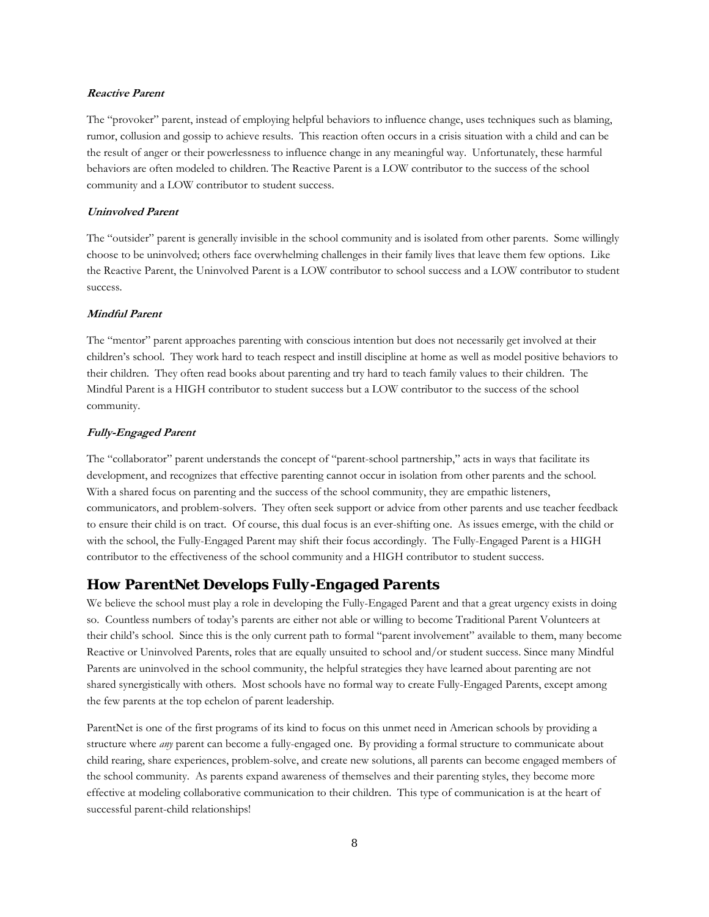#### ***Reactive Parent***

The "provoker" parent, instead of employing helpful behaviors to influence change, uses techniques such as blaming, rumor, collusion and gossip to achieve results. This reaction often occurs in a crisis situation with a child and can be the result of anger or their powerlessness to influence change in any meaningful way. Unfortunately, these harmful behaviors are often modeled to children. The Reactive Parent is a LOW contributor to the success of the school community and a LOW contributor to student success.

#### ***Uninvolved Parent***

The "outsider" parent is generally invisible in the school community and is isolated from other parents. Some willingly choose to be uninvolved; others face overwhelming challenges in their family lives that leave them few options. Like the Reactive Parent, the Uninvolved Parent is a LOW contributor to school success and a LOW contributor to student success.

#### ***Mindful Parent***

The "mentor" parent approaches parenting with conscious intention but does not necessarily get involved at their children's school. They work hard to teach respect and instill discipline at home as well as model positive behaviors to their children. They often read books about parenting and try hard to teach family values to their children. The Mindful Parent is a HIGH contributor to student success but a LOW contributor to the success of the school community.

#### ***Fully-Engaged Parent***

The "collaborator" parent understands the concept of "parent-school partnership," acts in ways that facilitate its development, and recognizes that effective parenting cannot occur in isolation from other parents and the school. With a shared focus on parenting and the success of the school community, they are empathic listeners, communicators, and problem-solvers. They often seek support or advice from other parents and use teacher feedback to ensure their child is on tract. Of course, this dual focus is an ever-shifting one. As issues emerge, with the child or with the school, the Fully-Engaged Parent may shift their focus accordingly. The Fully-Engaged Parent is a HIGH contributor to the effectiveness of the school community and a HIGH contributor to student success.

## ***How ParentNet Develops Fully-Engaged Parents***

We believe the school must play a role in developing the Fully-Engaged Parent and that a great urgency exists in doing so. Countless numbers of today's parents are either not able or willing to become Traditional Parent Volunteers at their child's school. Since this is the only current path to formal "parent involvement" available to them, many become Reactive or Uninvolved Parents, roles that are equally unsuited to school and/or student success. Since many Mindful Parents are uninvolved in the school community, the helpful strategies they have learned about parenting are not shared synergistically with others. Most schools have no formal way to create Fully-Engaged Parents, except among the few parents at the top echelon of parent leadership.

ParentNet is one of the first programs of its kind to focus on this unmet need in American schools by providing a structure where *any* parent can become a fully-engaged one. By providing a formal structure to communicate about child rearing, share experiences, problem-solve, and create new solutions, all parents can become engaged members of the school community. As parents expand awareness of themselves and their parenting styles, they become more effective at modeling collaborative communication to their children. This type of communication is at the heart of successful parent-child relationships!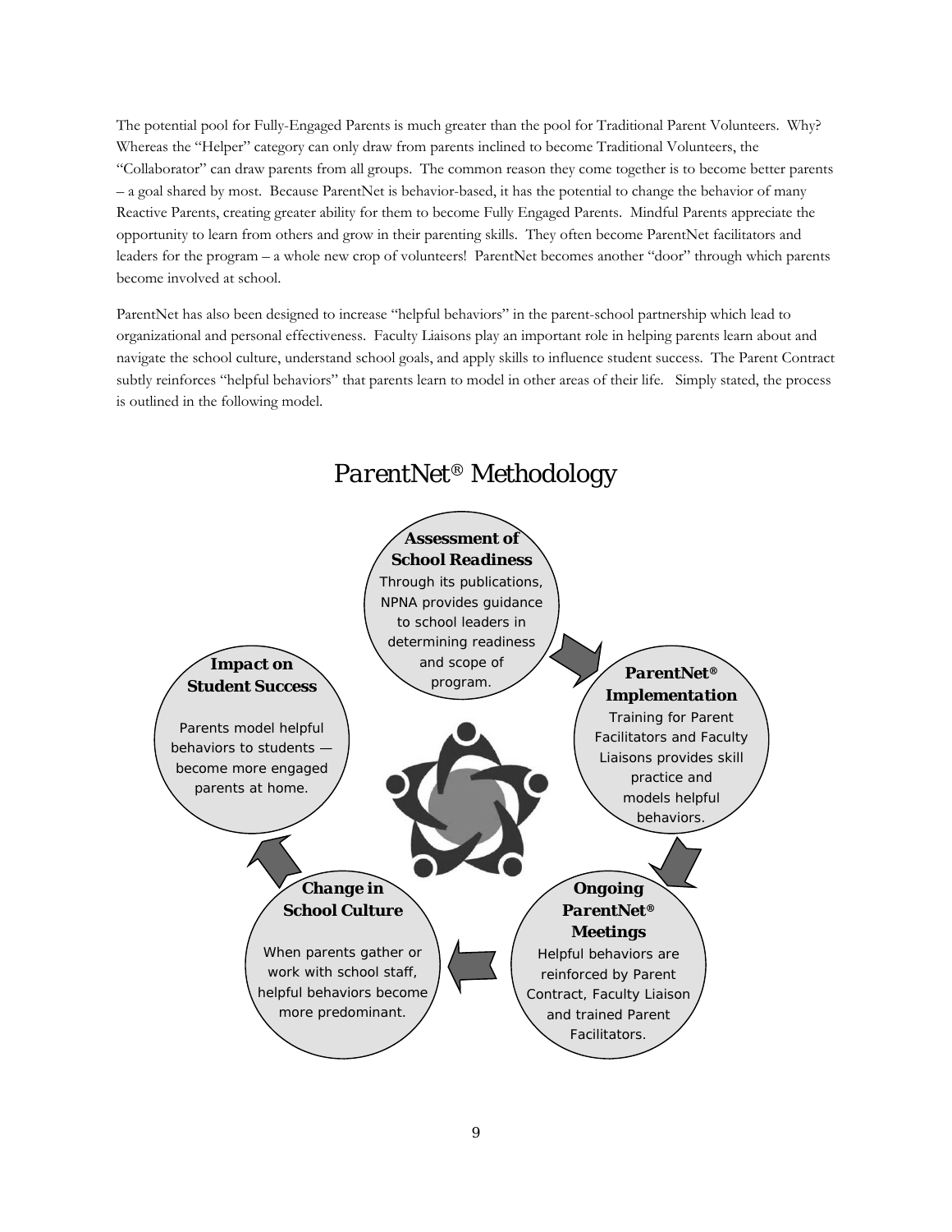The potential pool for Fully-Engaged Parents is much greater than the pool for Traditional Parent Volunteers. Why? Whereas the "Helper" category can only draw from parents inclined to become Traditional Volunteers, the "Collaborator" can draw parents from all groups. The common reason they come together is to become better parents – a goal shared by most. Because ParentNet is behavior-based, it has the potential to change the behavior of many Reactive Parents, creating greater ability for them to become Fully Engaged Parents. Mindful Parents appreciate the opportunity to learn from others and grow in their parenting skills. They often become ParentNet facilitators and leaders for the program – a whole new crop of volunteers! ParentNet becomes another "door" through which parents become involved at school.

ParentNet has also been designed to increase "helpful behaviors" in the parent-school partnership which lead to organizational and personal effectiveness. Faculty Liaisons play an important role in helping parents learn about and navigate the school culture, understand school goals, and apply skills to influence student success. The Parent Contract subtly reinforces "helpful behaviors" that parents learn to model in other areas of their life. Simply stated, the process is outlined in the following model.

## *ParentNet® Methodology*

***Assessment of School Readiness***
Through its publications, NPNA provides guidance to school leaders in determining readiness and scope of program.

***ParentNet® Implementation***
Training for Parent Facilitators and Faculty Liaisons provides skill practice and models helpful behaviors.

***Ongoing ParentNet® Meetings***
Helpful behaviors are reinforced by Parent Contract, Faculty Liaison and trained Parent Facilitators.

***Change in School Culture***
When parents gather or work with school staff, helpful behaviors become more predominant.

***Impact on Student Success***
Parents model helpful behaviors to students — become more engaged parents at home.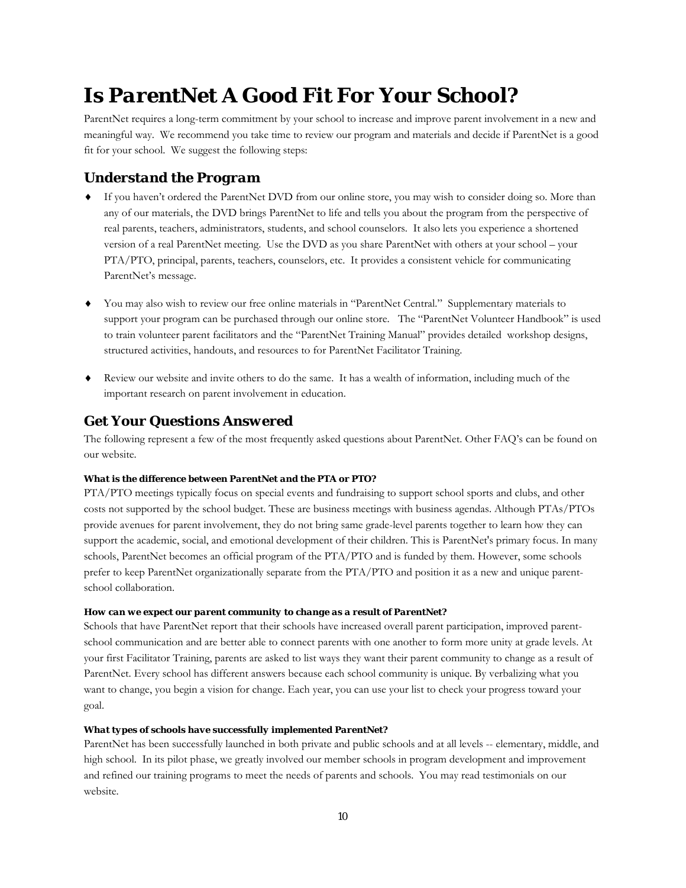# Is ParentNet A Good Fit For Your School?

ParentNet requires a long-term commitment by your school to increase and improve parent involvement in a new and meaningful way. We recommend you take time to review our program and materials and decide if ParentNet is a good fit for your school. We suggest the following steps:

## Understand the Program

- If you haven't ordered the ParentNet DVD from our online store, you may wish to consider doing so. More than any of our materials, the DVD brings ParentNet to life and tells you about the program from the perspective of real parents, teachers, administrators, students, and school counselors. It also lets you experience a shortened version of a real ParentNet meeting. Use the DVD as you share ParentNet with others at your school – your PTA/PTO, principal, parents, teachers, counselors, etc. It provides a consistent vehicle for communicating ParentNet's message.

- You may also wish to review our free online materials in "ParentNet Central." Supplementary materials to support your program can be purchased through our online store. The "ParentNet Volunteer Handbook" is used to train volunteer parent facilitators and the "ParentNet Training Manual" provides detailed workshop designs, structured activities, handouts, and resources to for ParentNet Facilitator Training.

- Review our website and invite others to do the same. It has a wealth of information, including much of the important research on parent involvement in education.

## Get Your Questions Answered

The following represent a few of the most frequently asked questions about ParentNet. Other FAQ's can be found on our website.

#### *What is the difference between ParentNet and the PTA or PTO?*

PTA/PTO meetings typically focus on special events and fundraising to support school sports and clubs, and other costs not supported by the school budget. These are business meetings with business agendas. Although PTAs/PTOs provide avenues for parent involvement, they do not bring same grade-level parents together to learn how they can support the academic, social, and emotional development of their children. This is ParentNet's primary focus. In many schools, ParentNet becomes an official program of the PTA/PTO and is funded by them. However, some schools prefer to keep ParentNet organizationally separate from the PTA/PTO and position it as a new and unique parent-school collaboration.

#### *How can we expect our parent community to change as a result of ParentNet?*

Schools that have ParentNet report that their schools have increased overall parent participation, improved parent-school communication and are better able to connect parents with one another to form more unity at grade levels. At your first Facilitator Training, parents are asked to list ways they want their parent community to change as a result of ParentNet. Every school has different answers because each school community is unique. By verbalizing what you want to change, you begin a vision for change. Each year, you can use your list to check your progress toward your goal.

#### *What types of schools have successfully implemented ParentNet?*

ParentNet has been successfully launched in both private and public schools and at all levels -- elementary, middle, and high school. In its pilot phase, we greatly involved our member schools in program development and improvement and refined our training programs to meet the needs of parents and schools. You may read testimonials on our website.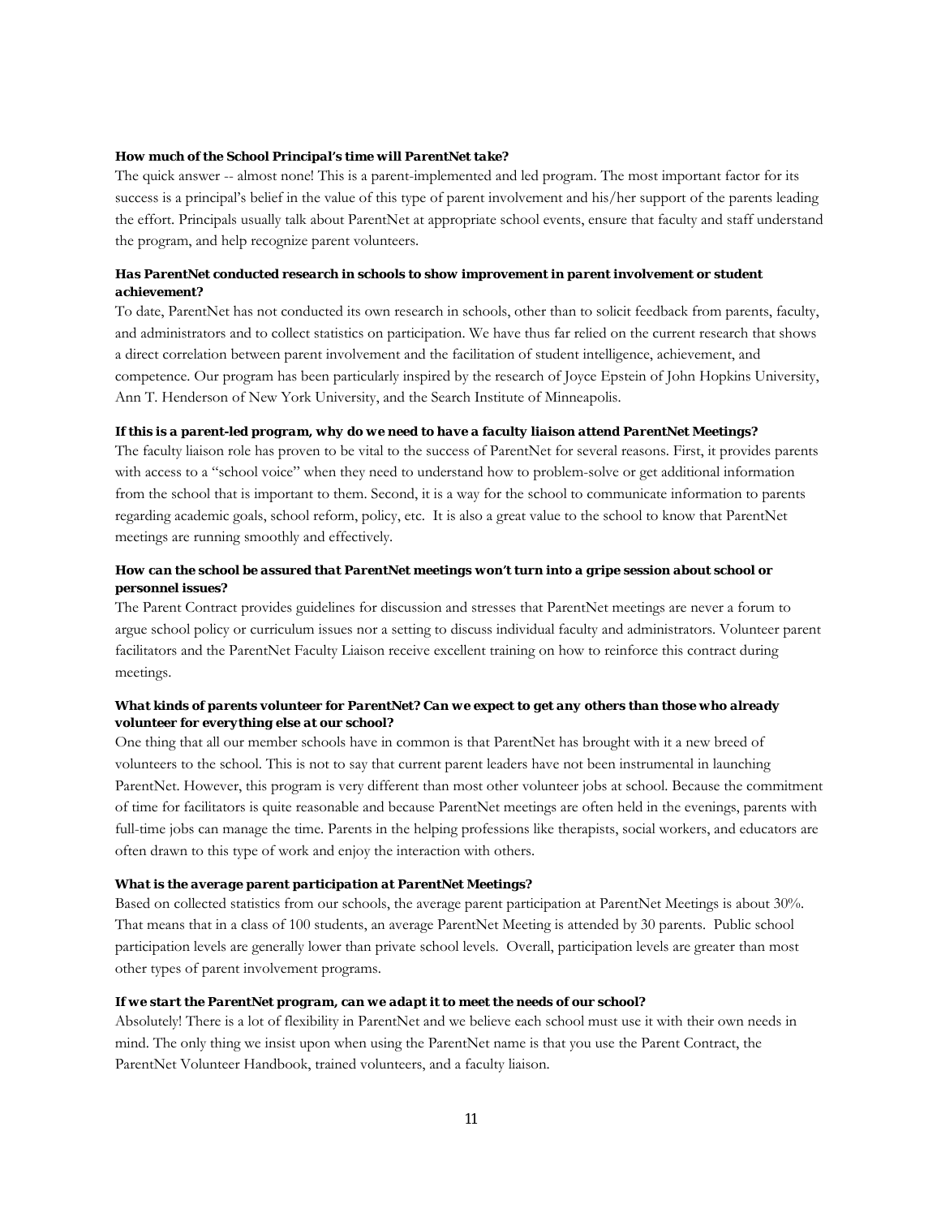**How much of the School Principal's time will ParentNet take?**

The quick answer -- almost none! This is a parent-implemented and led program. The most important factor for its success is a principal's belief in the value of this type of parent involvement and his/her support of the parents leading the effort. Principals usually talk about ParentNet at appropriate school events, ensure that faculty and staff understand the program, and help recognize parent volunteers.

**Has ParentNet conducted research in schools to show improvement in parent involvement or student achievement?**

To date, ParentNet has not conducted its own research in schools, other than to solicit feedback from parents, faculty, and administrators and to collect statistics on participation. We have thus far relied on the current research that shows a direct correlation between parent involvement and the facilitation of student intelligence, achievement, and competence. Our program has been particularly inspired by the research of Joyce Epstein of John Hopkins University, Ann T. Henderson of New York University, and the Search Institute of Minneapolis.

**If this is a parent-led program, why do we need to have a faculty liaison attend ParentNet Meetings?**

The faculty liaison role has proven to be vital to the success of ParentNet for several reasons. First, it provides parents with access to a "school voice" when they need to understand how to problem-solve or get additional information from the school that is important to them. Second, it is a way for the school to communicate information to parents regarding academic goals, school reform, policy, etc. It is also a great value to the school to know that ParentNet meetings are running smoothly and effectively.

**How can the school be assured that ParentNet meetings won't turn into a gripe session about school or personnel issues?**

The Parent Contract provides guidelines for discussion and stresses that ParentNet meetings are never a forum to argue school policy or curriculum issues nor a setting to discuss individual faculty and administrators. Volunteer parent facilitators and the ParentNet Faculty Liaison receive excellent training on how to reinforce this contract during meetings.

**What kinds of parents volunteer for ParentNet? Can we expect to get any others than those who already volunteer for everything else at our school?**

One thing that all our member schools have in common is that ParentNet has brought with it a new breed of volunteers to the school. This is not to say that current parent leaders have not been instrumental in launching ParentNet. However, this program is very different than most other volunteer jobs at school. Because the commitment of time for facilitators is quite reasonable and because ParentNet meetings are often held in the evenings, parents with full-time jobs can manage the time. Parents in the helping professions like therapists, social workers, and educators are often drawn to this type of work and enjoy the interaction with others.

**What is the average parent participation at ParentNet Meetings?**

Based on collected statistics from our schools, the average parent participation at ParentNet Meetings is about 30%. That means that in a class of 100 students, an average ParentNet Meeting is attended by 30 parents. Public school participation levels are generally lower than private school levels. Overall, participation levels are greater than most other types of parent involvement programs.

**If we start the ParentNet program, can we adapt it to meet the needs of our school?**

Absolutely! There is a lot of flexibility in ParentNet and we believe each school must use it with their own needs in mind. The only thing we insist upon when using the ParentNet name is that you use the Parent Contract, the ParentNet Volunteer Handbook, trained volunteers, and a faculty liaison.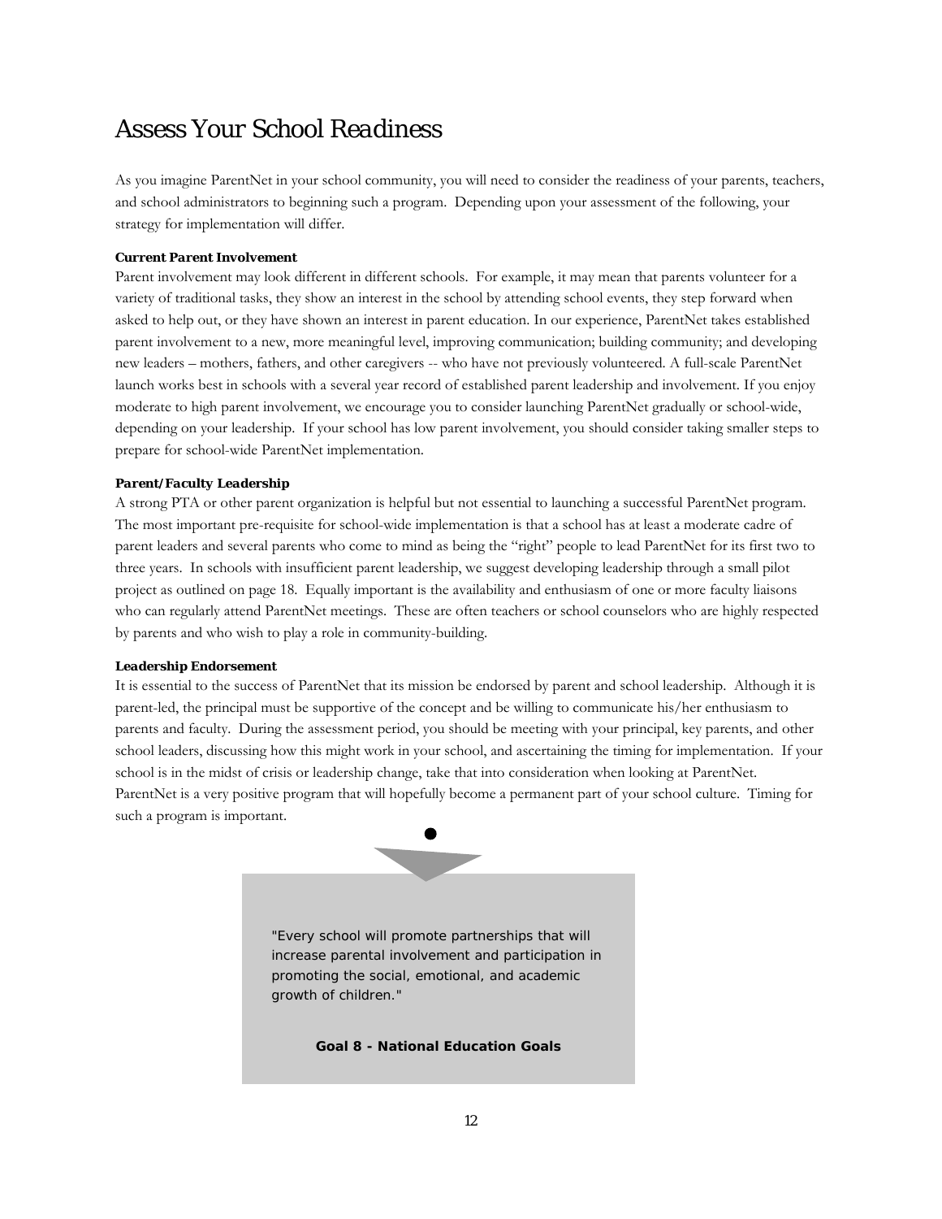# Assess Your School Readiness

As you imagine ParentNet in your school community, you will need to consider the readiness of your parents, teachers, and school administrators to beginning such a program. Depending upon your assessment of the following, your strategy for implementation will differ.

***Current Parent Involvement***

Parent involvement may look different in different schools. For example, it may mean that parents volunteer for a variety of traditional tasks, they show an interest in the school by attending school events, they step forward when asked to help out, or they have shown an interest in parent education. In our experience, ParentNet takes established parent involvement to a new, more meaningful level, improving communication; building community; and developing new leaders – mothers, fathers, and other caregivers -- who have not previously volunteered. A full-scale ParentNet launch works best in schools with a several year record of established parent leadership and involvement. If you enjoy moderate to high parent involvement, we encourage you to consider launching ParentNet gradually or school-wide, depending on your leadership. If your school has low parent involvement, you should consider taking smaller steps to prepare for school-wide ParentNet implementation.

***Parent/Faculty Leadership***

A strong PTA or other parent organization is helpful but not essential to launching a successful ParentNet program. The most important pre-requisite for school-wide implementation is that a school has at least a moderate cadre of parent leaders and several parents who come to mind as being the "right" people to lead ParentNet for its first two to three years. In schools with insufficient parent leadership, we suggest developing leadership through a small pilot project as outlined on page 18. Equally important is the availability and enthusiasm of one or more faculty liaisons who can regularly attend ParentNet meetings. These are often teachers or school counselors who are highly respected by parents and who wish to play a role in community-building.

***Leadership Endorsement***

It is essential to the success of ParentNet that its mission be endorsed by parent and school leadership. Although it is parent-led, the principal must be supportive of the concept and be willing to communicate his/her enthusiasm to parents and faculty. During the assessment period, you should be meeting with your principal, key parents, and other school leaders, discussing how this might work in your school, and ascertaining the timing for implementation. If your school is in the midst of crisis or leadership change, take that into consideration when looking at ParentNet. ParentNet is a very positive program that will hopefully become a permanent part of your school culture. Timing for such a program is important.

> "Every school will promote partnerships that will increase parental involvement and participation in promoting the social, emotional, and academic growth of children."
>
> **Goal 8 - National Education Goals**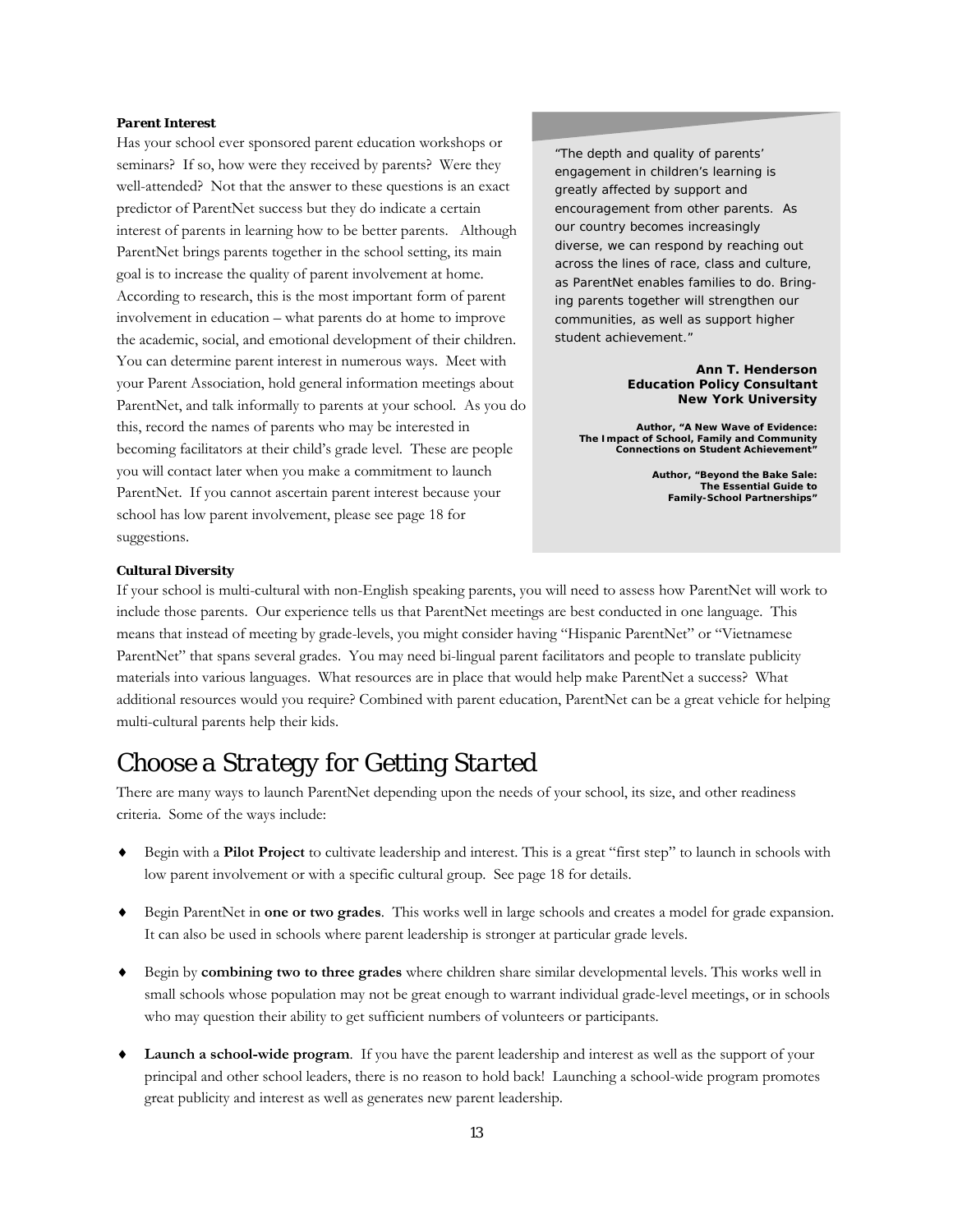***Parent Interest***

Has your school ever sponsored parent education workshops or seminars? If so, how were they received by parents? Were they well-attended? Not that the answer to these questions is an exact predictor of ParentNet success but they do indicate a certain interest of parents in learning how to be better parents. Although ParentNet brings parents together in the school setting, its main goal is to increase the quality of parent involvement at home. According to research, this is the most important form of parent involvement in education – what parents do at home to improve the academic, social, and emotional development of their children. You can determine parent interest in numerous ways. Meet with your Parent Association, hold general information meetings about ParentNet, and talk informally to parents at your school. As you do this, record the names of parents who may be interested in becoming facilitators at their child's grade level. These are people you will contact later when you make a commitment to launch ParentNet. If you cannot ascertain parent interest because your school has low parent involvement, please see page 18 for suggestions.

> "The depth and quality of parents' engagement in children's learning is greatly affected by support and encouragement from other parents. As our country becomes increasingly diverse, we can respond by reaching out across the lines of race, class and culture, as ParentNet enables families to do. Bringing parents together will strengthen our communities, as well as support higher student achievement."
>
> **Ann T. Henderson**
> **Education Policy Consultant**
> **New York University**
>
> **Author, "A New Wave of Evidence: The Impact of School, Family and Community Connections on Student Achievement"**
>
> **Author, "Beyond the Bake Sale: The Essential Guide to Family-School Partnerships"**

***Cultural Diversity***

If your school is multi-cultural with non-English speaking parents, you will need to assess how ParentNet will work to include those parents. Our experience tells us that ParentNet meetings are best conducted in one language. This means that instead of meeting by grade-levels, you might consider having "Hispanic ParentNet" or "Vietnamese ParentNet" that spans several grades. You may need bi-lingual parent facilitators and people to translate publicity materials into various languages. What resources are in place that would help make ParentNet a success? What additional resources would you require? Combined with parent education, ParentNet can be a great vehicle for helping multi-cultural parents help their kids.

## *Choose a Strategy for Getting Started*

There are many ways to launch ParentNet depending upon the needs of your school, its size, and other readiness criteria. Some of the ways include:

- Begin with a **Pilot Project** to cultivate leadership and interest. This is a great "first step" to launch in schools with low parent involvement or with a specific cultural group. See page 18 for details.
- Begin ParentNet in **one or two grades**. This works well in large schools and creates a model for grade expansion. It can also be used in schools where parent leadership is stronger at particular grade levels.
- Begin by **combining two to three grades** where children share similar developmental levels. This works well in small schools whose population may not be great enough to warrant individual grade-level meetings, or in schools who may question their ability to get sufficient numbers of volunteers or participants.
- **Launch a school-wide program**. If you have the parent leadership and interest as well as the support of your principal and other school leaders, there is no reason to hold back! Launching a school-wide program promotes great publicity and interest as well as generates new parent leadership.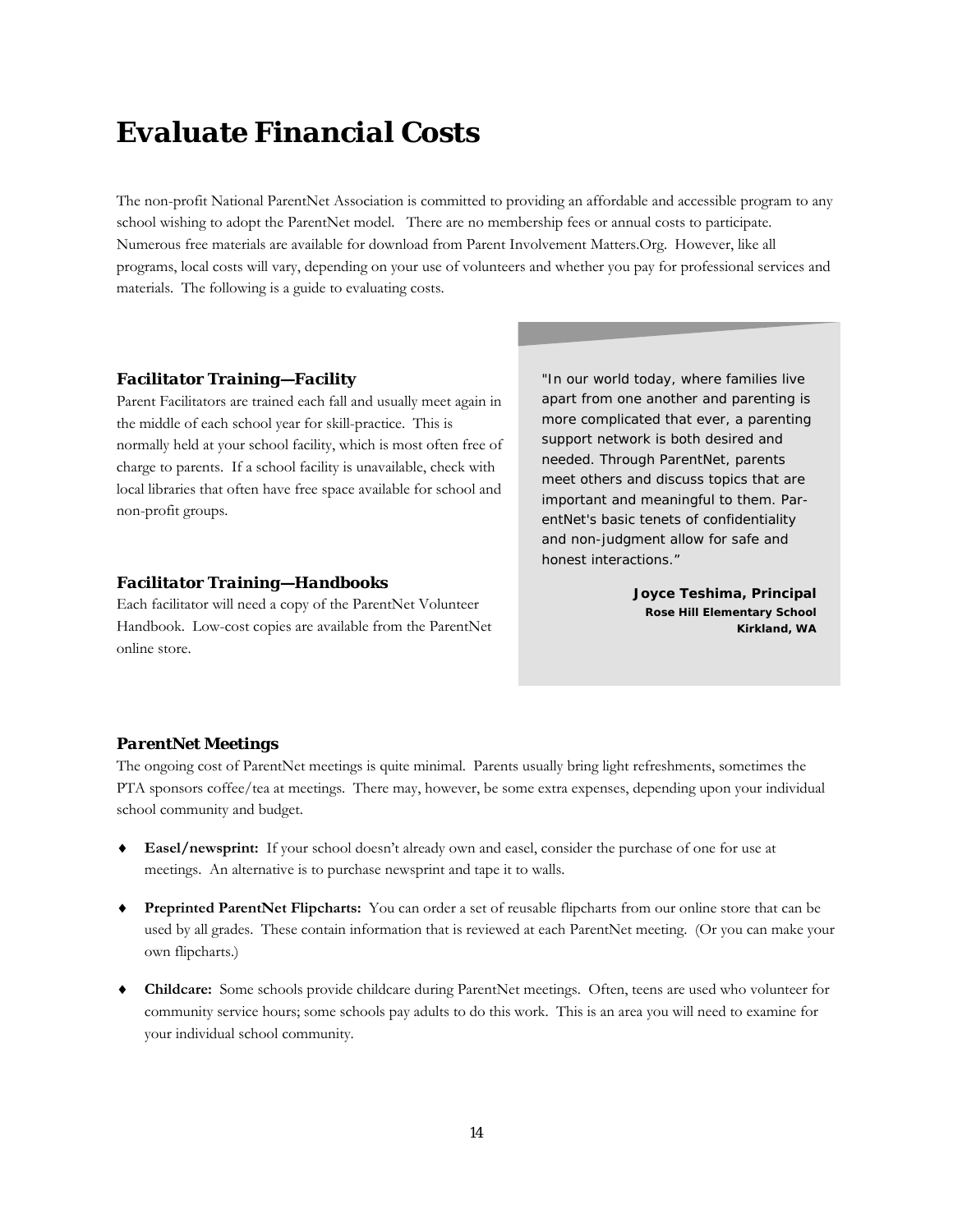# Evaluate Financial Costs

The non-profit National ParentNet Association is committed to providing an affordable and accessible program to any school wishing to adopt the ParentNet model. There are no membership fees or annual costs to participate. Numerous free materials are available for download from Parent Involvement Matters.Org. However, like all programs, local costs will vary, depending on your use of volunteers and whether you pay for professional services and materials. The following is a guide to evaluating costs.

### *Facilitator Training—Facility*

Parent Facilitators are trained each fall and usually meet again in the middle of each school year for skill-practice. This is normally held at your school facility, which is most often free of charge to parents. If a school facility is unavailable, check with local libraries that often have free space available for school and non-profit groups.

### *Facilitator Training—Handbooks*

Each facilitator will need a copy of the ParentNet Volunteer Handbook. Low-cost copies are available from the ParentNet online store.

> "In our world today, where families live apart from one another and parenting is more complicated that ever, a parenting support network is both desired and needed. Through ParentNet, parents meet others and discuss topics that are important and meaningful to them. ParentNet's basic tenets of confidentiality and non-judgment allow for safe and honest interactions."
>
> **Joyce Teshima, Principal**
> **Rose Hill Elementary School**
> **Kirkland, WA**

### *ParentNet Meetings*

The ongoing cost of ParentNet meetings is quite minimal. Parents usually bring light refreshments, sometimes the PTA sponsors coffee/tea at meetings. There may, however, be some extra expenses, depending upon your individual school community and budget.

- **Easel/newsprint:** If your school doesn't already own and easel, consider the purchase of one for use at meetings. An alternative is to purchase newsprint and tape it to walls.
- **Preprinted ParentNet Flipcharts:** You can order a set of reusable flipcharts from our online store that can be used by all grades. These contain information that is reviewed at each ParentNet meeting. (Or you can make your own flipcharts.)
- **Childcare:** Some schools provide childcare during ParentNet meetings. Often, teens are used who volunteer for community service hours; some schools pay adults to do this work. This is an area you will need to examine for your individual school community.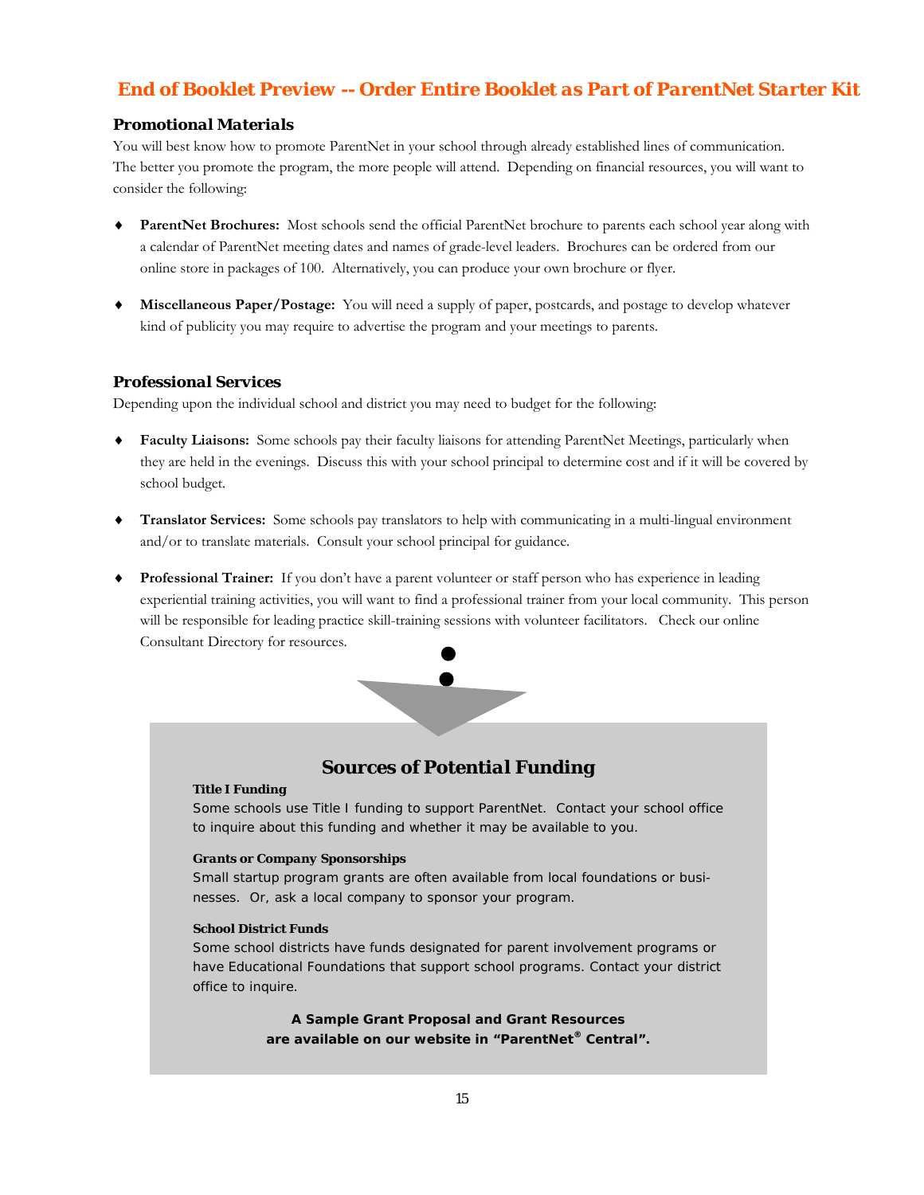## *End of Booklet Preview -- Order Entire Booklet as Part of ParentNet Starter Kit*

### Promotional Materials

You will best know how to promote ParentNet in your school through already established lines of communication. The better you promote the program, the more people will attend. Depending on financial resources, you will want to consider the following:

- **ParentNet Brochures:** Most schools send the official ParentNet brochure to parents each school year along with a calendar of ParentNet meeting dates and names of grade-level leaders. Brochures can be ordered from our online store in packages of 100. Alternatively, you can produce your own brochure or flyer.

- **Miscellaneous Paper/Postage:** You will need a supply of paper, postcards, and postage to develop whatever kind of publicity you may require to advertise the program and your meetings to parents.

### Professional Services

Depending upon the individual school and district you may need to budget for the following:

- **Faculty Liaisons:** Some schools pay their faculty liaisons for attending ParentNet Meetings, particularly when they are held in the evenings. Discuss this with your school principal to determine cost and if it will be covered by school budget.

- **Translator Services:** Some schools pay translators to help with communicating in a multi-lingual environment and/or to translate materials. Consult your school principal for guidance.

- **Professional Trainer:** If you don't have a parent volunteer or staff person who has experience in leading experiential training activities, you will want to find a professional trainer from your local community. This person will be responsible for leading practice skill-training sessions with volunteer facilitators. Check our online Consultant Directory for resources.

### Sources of Potential Funding

**Title I Funding**

Some schools use Title I funding to support ParentNet. Contact your school office to inquire about this funding and whether it may be available to you.

**Grants or Company Sponsorships**

Small startup program grants are often available from local foundations or businesses. Or, ask a local company to sponsor your program.

**School District Funds**

Some school districts have funds designated for parent involvement programs or have Educational Foundations that support school programs. Contact your district office to inquire.

**A Sample Grant Proposal and Grant Resources are available on our website in "ParentNet® Central".**